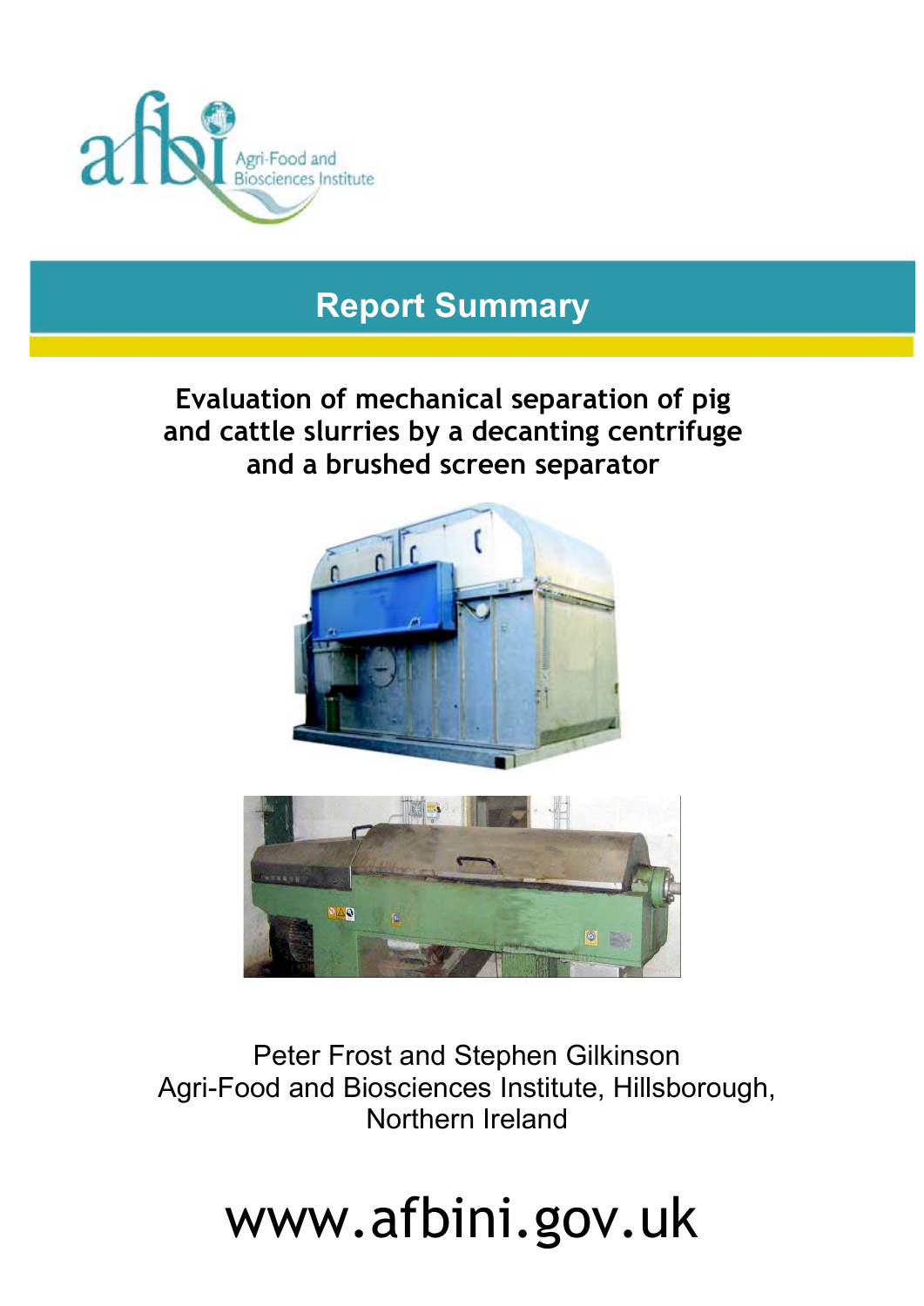Agri-Food and Biosciences Institute

# Report Summary

## Evaluation of mechanical separation of pig and cattle slurries by a decanting centrifuge and a brushed screen separator

Peter Frost and Stephen Gilkinson
Agri-Food and Biosciences Institute, Hillsborough, Northern Ireland

www.afbini.gov.uk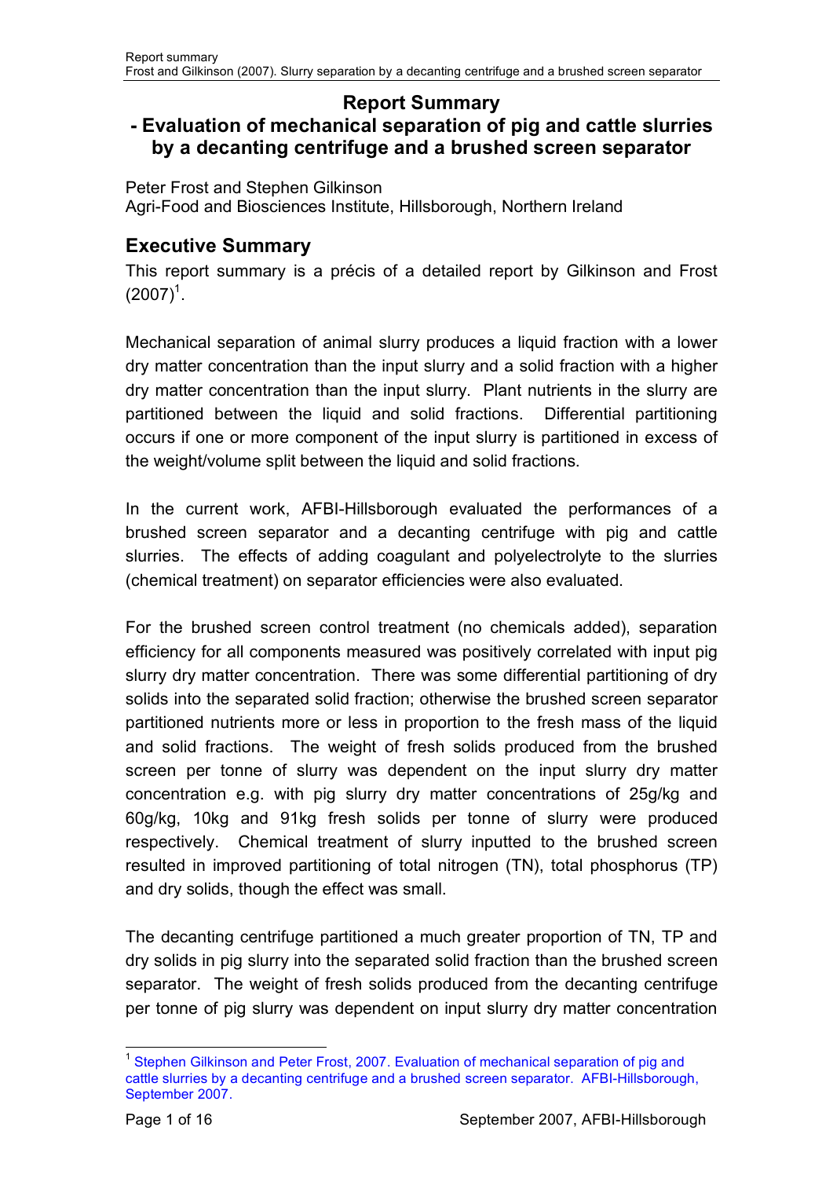# Report Summary

## - Evaluation of mechanical separation of pig and cattle slurries by a decanting centrifuge and a brushed screen separator

Peter Frost and Stephen Gilkinson
Agri-Food and Biosciences Institute, Hillsborough, Northern Ireland

## Executive Summary

This report summary is a précis of a detailed report by Gilkinson and Frost (2007)[1].

Mechanical separation of animal slurry produces a liquid fraction with a lower dry matter concentration than the input slurry and a solid fraction with a higher dry matter concentration than the input slurry. Plant nutrients in the slurry are partitioned between the liquid and solid fractions. Differential partitioning occurs if one or more component of the input slurry is partitioned in excess of the weight/volume split between the liquid and solid fractions.

In the current work, AFBI-Hillsborough evaluated the performances of a brushed screen separator and a decanting centrifuge with pig and cattle slurries. The effects of adding coagulant and polyelectrolyte to the slurries (chemical treatment) on separator efficiencies were also evaluated.

For the brushed screen control treatment (no chemicals added), separation efficiency for all components measured was positively correlated with input pig slurry dry matter concentration. There was some differential partitioning of dry solids into the separated solid fraction; otherwise the brushed screen separator partitioned nutrients more or less in proportion to the fresh mass of the liquid and solid fractions. The weight of fresh solids produced from the brushed screen per tonne of slurry was dependent on the input slurry dry matter concentration e.g. with pig slurry dry matter concentrations of 25g/kg and 60g/kg, 10kg and 91kg fresh solids per tonne of slurry were produced respectively. Chemical treatment of slurry inputted to the brushed screen resulted in improved partitioning of total nitrogen (TN), total phosphorus (TP) and dry solids, though the effect was small.

The decanting centrifuge partitioned a much greater proportion of TN, TP and dry solids in pig slurry into the separated solid fraction than the brushed screen separator. The weight of fresh solids produced from the decanting centrifuge per tonne of pig slurry was dependent on input slurry dry matter concentration

[1] Stephen Gilkinson and Peter Frost, 2007. Evaluation of mechanical separation of pig and cattle slurries by a decanting centrifuge and a brushed screen separator. AFBI-Hillsborough, September 2007.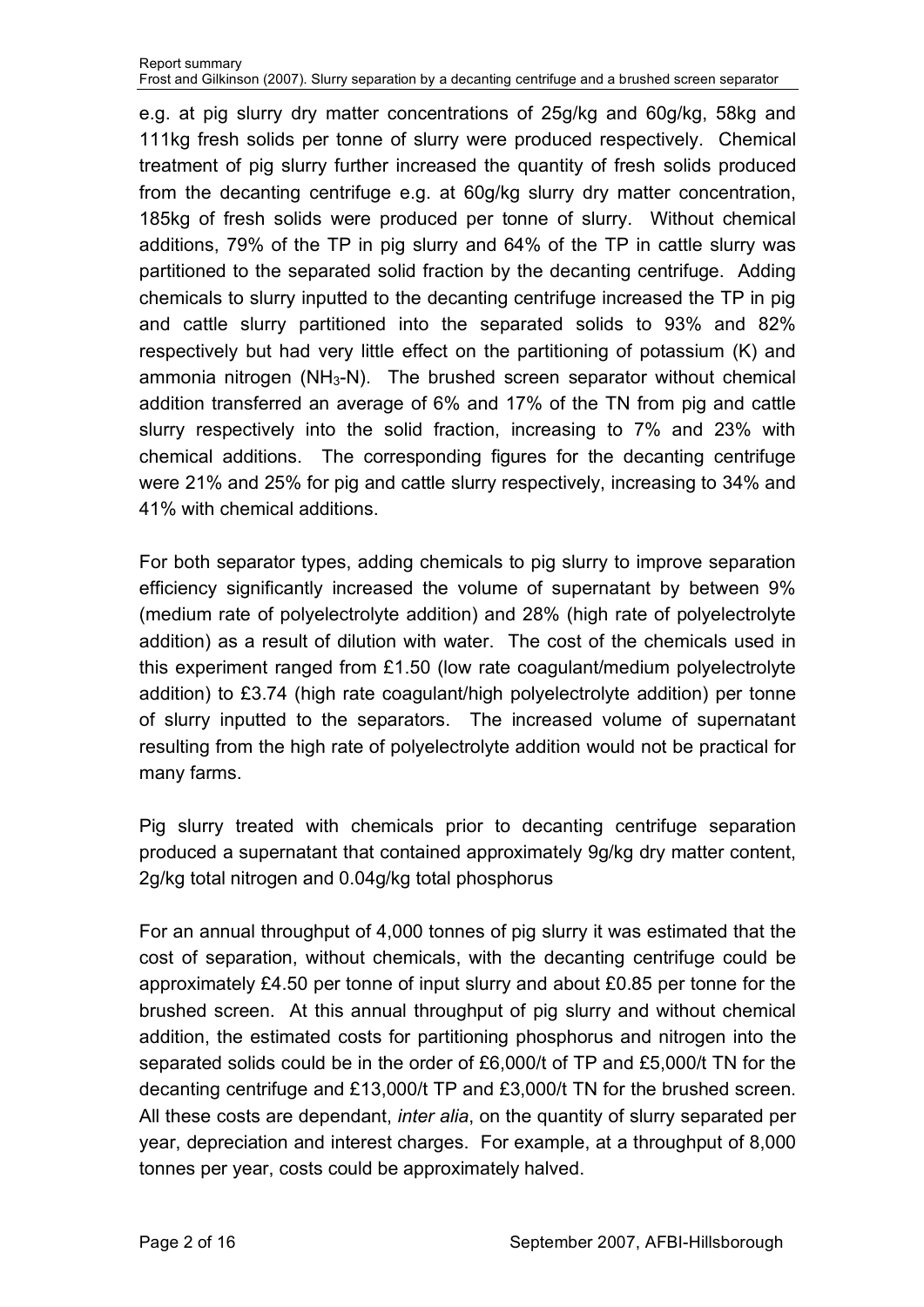e.g. at pig slurry dry matter concentrations of 25g/kg and 60g/kg, 58kg and 111kg fresh solids per tonne of slurry were produced respectively. Chemical treatment of pig slurry further increased the quantity of fresh solids produced from the decanting centrifuge e.g. at 60g/kg slurry dry matter concentration, 185kg of fresh solids were produced per tonne of slurry. Without chemical additions, 79% of the TP in pig slurry and 64% of the TP in cattle slurry was partitioned to the separated solid fraction by the decanting centrifuge. Adding chemicals to slurry inputted to the decanting centrifuge increased the TP in pig and cattle slurry partitioned into the separated solids to 93% and 82% respectively but had very little effect on the partitioning of potassium (K) and ammonia nitrogen ($NH_3$-N). The brushed screen separator without chemical addition transferred an average of 6% and 17% of the TN from pig and cattle slurry respectively into the solid fraction, increasing to 7% and 23% with chemical additions. The corresponding figures for the decanting centrifuge were 21% and 25% for pig and cattle slurry respectively, increasing to 34% and 41% with chemical additions.

For both separator types, adding chemicals to pig slurry to improve separation efficiency significantly increased the volume of supernatant by between 9% (medium rate of polyelectrolyte addition) and 28% (high rate of polyelectrolyte addition) as a result of dilution with water. The cost of the chemicals used in this experiment ranged from £1.50 (low rate coagulant/medium polyelectrolyte addition) to £3.74 (high rate coagulant/high polyelectrolyte addition) per tonne of slurry inputted to the separators. The increased volume of supernatant resulting from the high rate of polyelectrolyte addition would not be practical for many farms.

Pig slurry treated with chemicals prior to decanting centrifuge separation produced a supernatant that contained approximately 9g/kg dry matter content, 2g/kg total nitrogen and 0.04g/kg total phosphorus

For an annual throughput of 4,000 tonnes of pig slurry it was estimated that the cost of separation, without chemicals, with the decanting centrifuge could be approximately £4.50 per tonne of input slurry and about £0.85 per tonne for the brushed screen. At this annual throughput of pig slurry and without chemical addition, the estimated costs for partitioning phosphorus and nitrogen into the separated solids could be in the order of £6,000/t of TP and £5,000/t TN for the decanting centrifuge and £13,000/t TP and £3,000/t TN for the brushed screen. All these costs are dependant, *inter alia*, on the quantity of slurry separated per year, depreciation and interest charges. For example, at a throughput of 8,000 tonnes per year, costs could be approximately halved.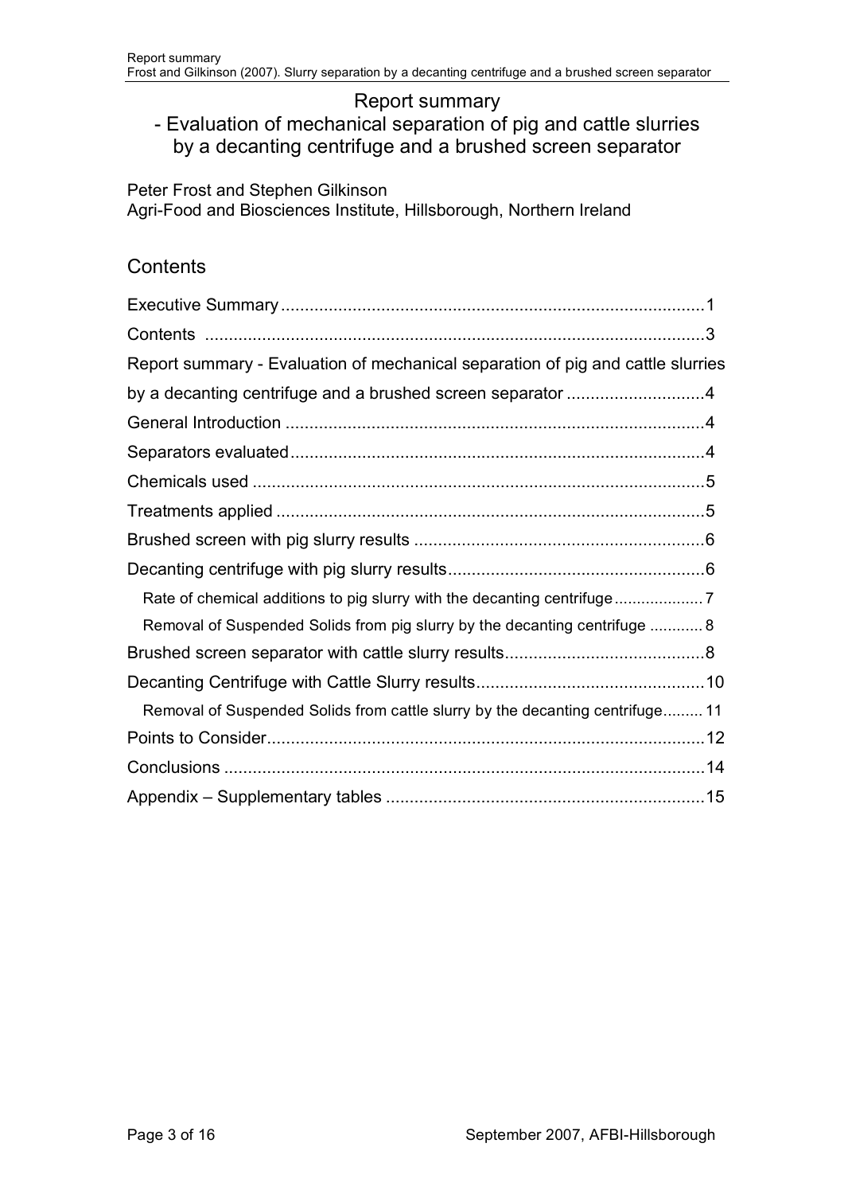# Report summary
## - Evaluation of mechanical separation of pig and cattle slurries by a decanting centrifuge and a brushed screen separator

Peter Frost and Stephen Gilkinson
Agri-Food and Biosciences Institute, Hillsborough, Northern Ireland

## Contents

Executive Summary ........................................................................................ 1
Contents ........................................................................................ 3
Report summary - Evaluation of mechanical separation of pig and cattle slurries by a decanting centrifuge and a brushed screen separator ............................. 4
General Introduction ........................................................................................ 4
Separators evaluated ........................................................................................ 4
Chemicals used ........................................................................................ 5
Treatments applied ........................................................................................ 5
Brushed screen with pig slurry results ............................................................. 6
Decanting centrifuge with pig slurry results ..................................................... 6
- Rate of chemical additions to pig slurry with the decanting centrifuge .................... 7
- Removal of Suspended Solids from pig slurry by the decanting centrifuge ............ 8

Brushed screen separator with cattle slurry results .......................................... 8
Decanting Centrifuge with Cattle Slurry results ................................................ 10
- Removal of Suspended Solids from cattle slurry by the decanting centrifuge ......... 11

Points to Consider ........................................................................................ 12
Conclusions ........................................................................................ 14
Appendix – Supplementary tables ................................................................... 15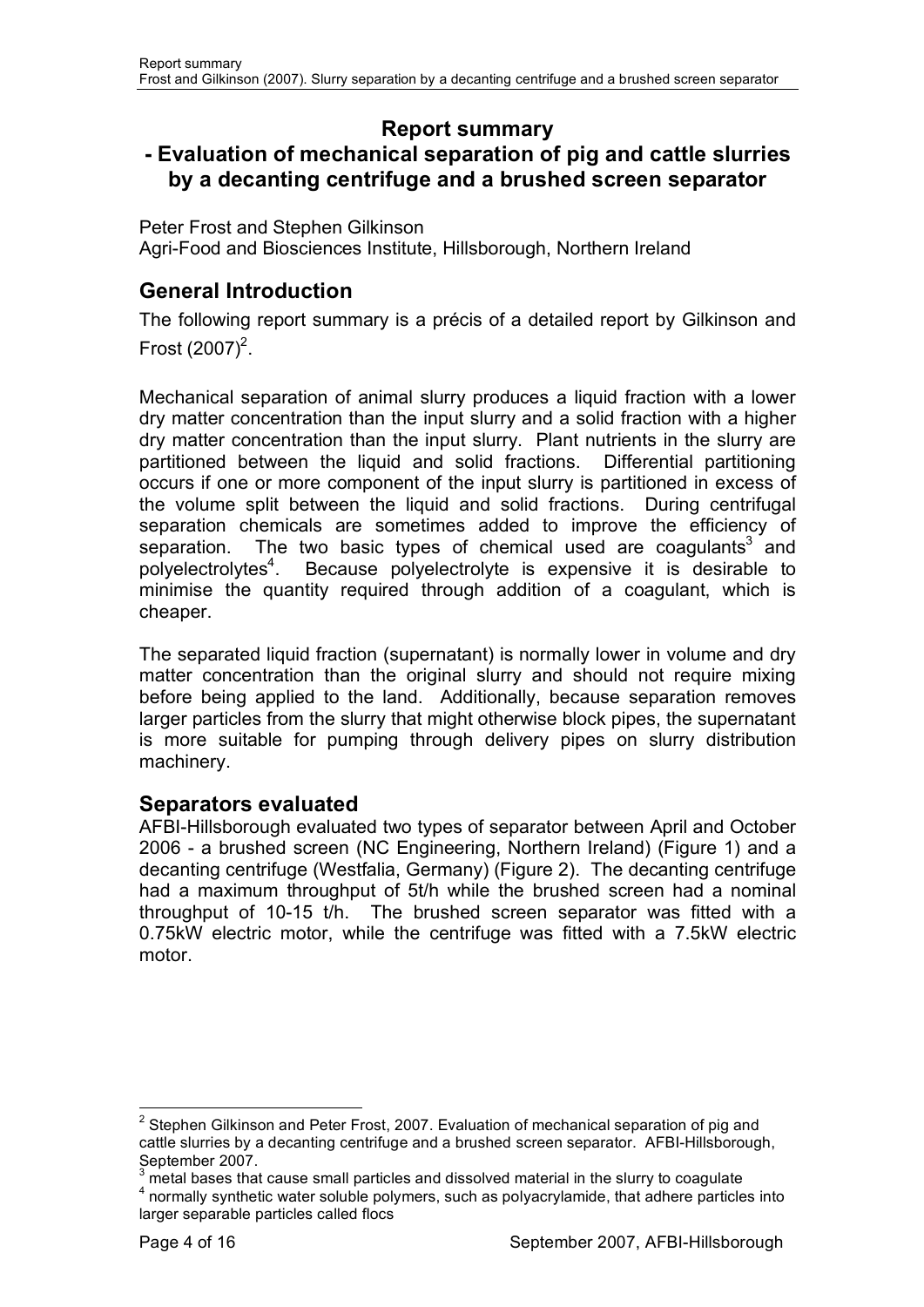## Report summary

## - Evaluation of mechanical separation of pig and cattle slurries by a decanting centrifuge and a brushed screen separator

Peter Frost and Stephen Gilkinson
Agri-Food and Biosciences Institute, Hillsborough, Northern Ireland

## General Introduction

The following report summary is a précis of a detailed report by Gilkinson and Frost (2007)[2].

Mechanical separation of animal slurry produces a liquid fraction with a lower dry matter concentration than the input slurry and a solid fraction with a higher dry matter concentration than the input slurry. Plant nutrients in the slurry are partitioned between the liquid and solid fractions. Differential partitioning occurs if one or more component of the input slurry is partitioned in excess of the volume split between the liquid and solid fractions. During centrifugal separation chemicals are sometimes added to improve the efficiency of separation. The two basic types of chemical used are coagulants[3] and polyelectrolytes[4]. Because polyelectrolyte is expensive it is desirable to minimise the quantity required through addition of a coagulant, which is cheaper.

The separated liquid fraction (supernatant) is normally lower in volume and dry matter concentration than the original slurry and should not require mixing before being applied to the land. Additionally, because separation removes larger particles from the slurry that might otherwise block pipes, the supernatant is more suitable for pumping through delivery pipes on slurry distribution machinery.

## Separators evaluated

AFBI-Hillsborough evaluated two types of separator between April and October 2006 - a brushed screen (NC Engineering, Northern Ireland) (Figure 1) and a decanting centrifuge (Westfalia, Germany) (Figure 2). The decanting centrifuge had a maximum throughput of 5t/h while the brushed screen had a nominal throughput of 10-15 t/h. The brushed screen separator was fitted with a 0.75kW electric motor, while the centrifuge was fitted with a 7.5kW electric motor.

---

[2] Stephen Gilkinson and Peter Frost, 2007. Evaluation of mechanical separation of pig and cattle slurries by a decanting centrifuge and a brushed screen separator. AFBI-Hillsborough, September 2007.

[3] metal bases that cause small particles and dissolved material in the slurry to coagulate

[4] normally synthetic water soluble polymers, such as polyacrylamide, that adhere particles into larger separable particles called flocs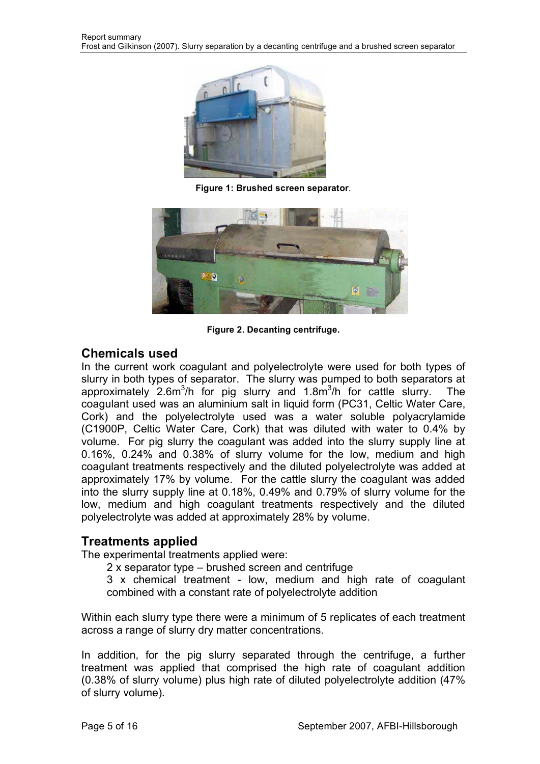Figure 1: Brushed screen separator.

Figure 2. Decanting centrifuge.

## Chemicals used

In the current work coagulant and polyelectrolyte were used for both types of slurry in both types of separator. The slurry was pumped to both separators at approximately 2.6m$^3$/h for pig slurry and 1.8m$^3$/h for cattle slurry. The coagulant used was an aluminium salt in liquid form (PC31, Celtic Water Care, Cork) and the polyelectrolyte used was a water soluble polyacrylamide (C1900P, Celtic Water Care, Cork) that was diluted with water to 0.4% by volume. For pig slurry the coagulant was added into the slurry supply line at 0.16%, 0.24% and 0.38% of slurry volume for the low, medium and high coagulant treatments respectively and the diluted polyelectrolyte was added at approximately 17% by volume. For the cattle slurry the coagulant was added into the slurry supply line at 0.18%, 0.49% and 0.79% of slurry volume for the low, medium and high coagulant treatments respectively and the diluted polyelectrolyte was added at approximately 28% by volume.

## Treatments applied

The experimental treatments applied were:

2 x separator type – brushed screen and centrifuge

3 x chemical treatment - low, medium and high rate of coagulant combined with a constant rate of polyelectrolyte addition

Within each slurry type there were a minimum of 5 replicates of each treatment across a range of slurry dry matter concentrations.

In addition, for the pig slurry separated through the centrifuge, a further treatment was applied that comprised the high rate of coagulant addition (0.38% of slurry volume) plus high rate of diluted polyelectrolyte addition (47% of slurry volume).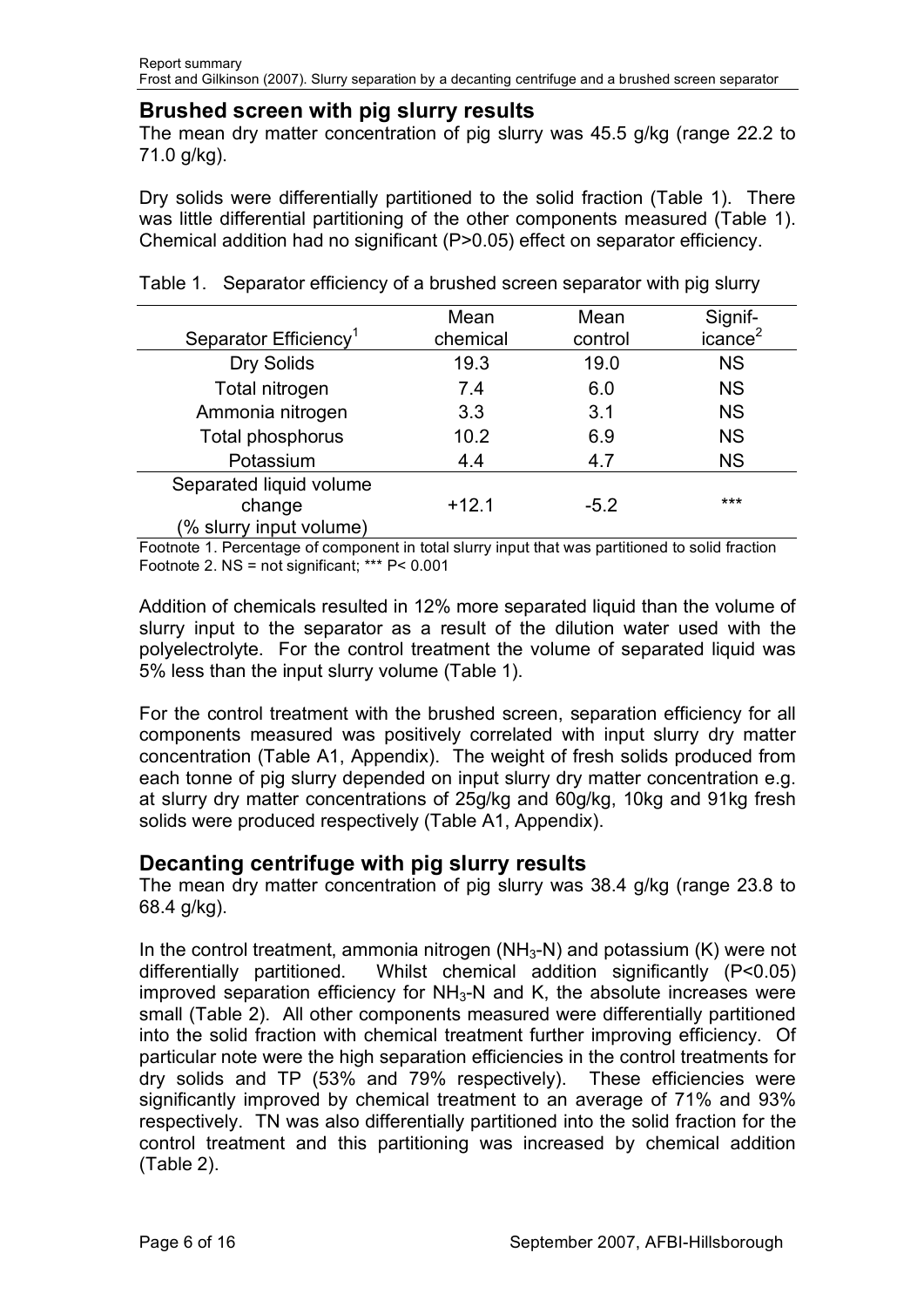## Brushed screen with pig slurry results

The mean dry matter concentration of pig slurry was 45.5 g/kg (range 22.2 to 71.0 g/kg).

Dry solids were differentially partitioned to the solid fraction (Table 1). There was little differential partitioning of the other components measured (Table 1). Chemical addition had no significant (P>0.05) effect on separator efficiency.

Table 1. Separator efficiency of a brushed screen separator with pig slurry

| Separator Efficiency[1] | Mean chemical | Mean control | Significance[2] |
|---|---|---|---|
| Dry Solids | 19.3 | 19.0 | NS |
| Total nitrogen | 7.4 | 6.0 | NS |
| Ammonia nitrogen | 3.3 | 3.1 | NS |
| Total phosphorus | 10.2 | 6.9 | NS |
| Potassium | 4.4 | 4.7 | NS |
| Separated liquid volume change (% slurry input volume) | +12.1 | -5.2 | *** |

Footnote 1. Percentage of component in total slurry input that was partitioned to solid fraction
Footnote 2. NS = not significant; *** P< 0.001

Addition of chemicals resulted in 12% more separated liquid than the volume of slurry input to the separator as a result of the dilution water used with the polyelectrolyte. For the control treatment the volume of separated liquid was 5% less than the input slurry volume (Table 1).

For the control treatment with the brushed screen, separation efficiency for all components measured was positively correlated with input slurry dry matter concentration (Table A1, Appendix). The weight of fresh solids produced from each tonne of pig slurry depended on input slurry dry matter concentration e.g. at slurry dry matter concentrations of 25g/kg and 60g/kg, 10kg and 91kg fresh solids were produced respectively (Table A1, Appendix).

## Decanting centrifuge with pig slurry results

The mean dry matter concentration of pig slurry was 38.4 g/kg (range 23.8 to 68.4 g/kg).

In the control treatment, ammonia nitrogen ($NH_3$-N) and potassium (K) were not differentially partitioned. Whilst chemical addition significantly (P<0.05) improved separation efficiency for $NH_3$-N and K, the absolute increases were small (Table 2). All other components measured were differentially partitioned into the solid fraction with chemical treatment further improving efficiency. Of particular note were the high separation efficiencies in the control treatments for dry solids and TP (53% and 79% respectively). These efficiencies were significantly improved by chemical treatment to an average of 71% and 93% respectively. TN was also differentially partitioned into the solid fraction for the control treatment and this partitioning was increased by chemical addition (Table 2).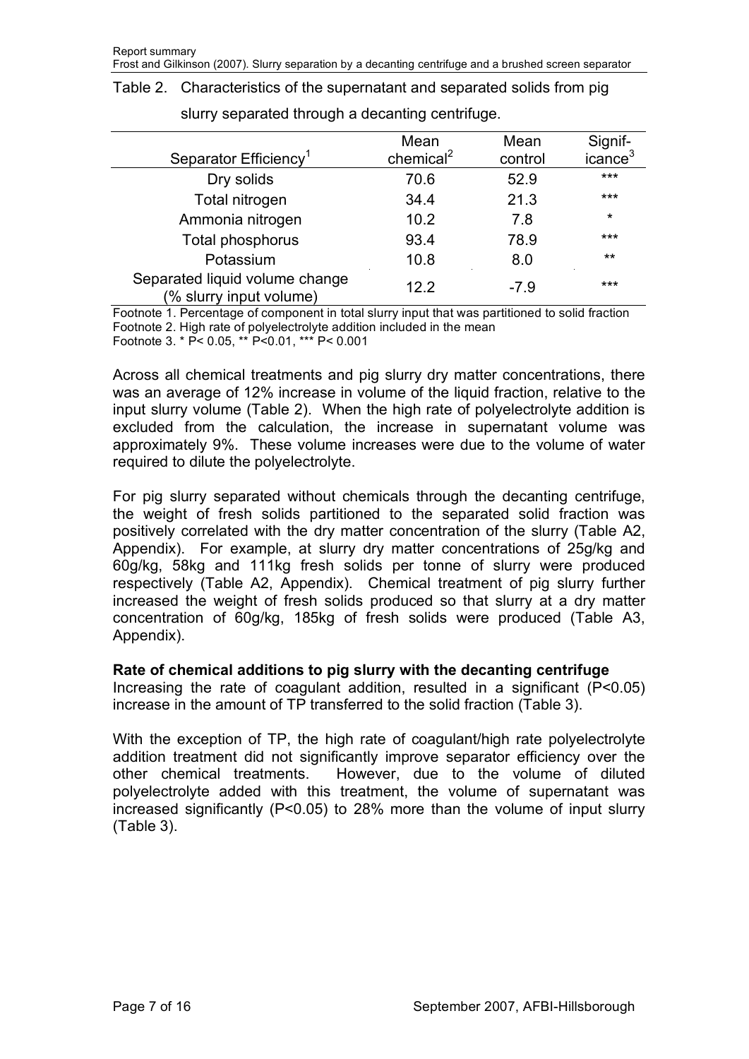Table 2. Characteristics of the supernatant and separated solids from pig slurry separated through a decanting centrifuge.

| Separator Efficiency[1] | Mean chemical[2] | Mean control | Significance[3] |
|---|---|---|---|
| Dry solids | 70.6 | 52.9 | *** |
| Total nitrogen | 34.4 | 21.3 | *** |
| Ammonia nitrogen | 10.2 | 7.8 | * |
| Total phosphorus | 93.4 | 78.9 | *** |
| Potassium | 10.8 | 8.0 | ** |
| Separated liquid volume change (% slurry input volume) | 12.2 | -7.9 | *** |

Footnote 1. Percentage of component in total slurry input that was partitioned to solid fraction
Footnote 2. High rate of polyelectrolyte addition included in the mean
Footnote 3. * $P < 0.05$, ** $P < 0.01$, *** $P < 0.001$

Across all chemical treatments and pig slurry dry matter concentrations, there was an average of 12% increase in volume of the liquid fraction, relative to the input slurry volume (Table 2). When the high rate of polyelectrolyte addition is excluded from the calculation, the increase in supernatant volume was approximately 9%. These volume increases were due to the volume of water required to dilute the polyelectrolyte.

For pig slurry separated without chemicals through the decanting centrifuge, the weight of fresh solids partitioned to the separated solid fraction was positively correlated with the dry matter concentration of the slurry (Table A2, Appendix). For example, at slurry dry matter concentrations of 25g/kg and 60g/kg, 58kg and 111kg fresh solids per tonne of slurry were produced respectively (Table A2, Appendix). Chemical treatment of pig slurry further increased the weight of fresh solids produced so that slurry at a dry matter concentration of 60g/kg, 185kg of fresh solids were produced (Table A3, Appendix).

**Rate of chemical additions to pig slurry with the decanting centrifuge**

Increasing the rate of coagulant addition, resulted in a significant ($P<0.05$) increase in the amount of TP transferred to the solid fraction (Table 3).

With the exception of TP, the high rate of coagulant/high rate polyelectrolyte addition treatment did not significantly improve separator efficiency over the other chemical treatments. However, due to the volume of diluted polyelectrolyte added with this treatment, the volume of supernatant was increased significantly ($P<0.05$) to 28% more than the volume of input slurry (Table 3).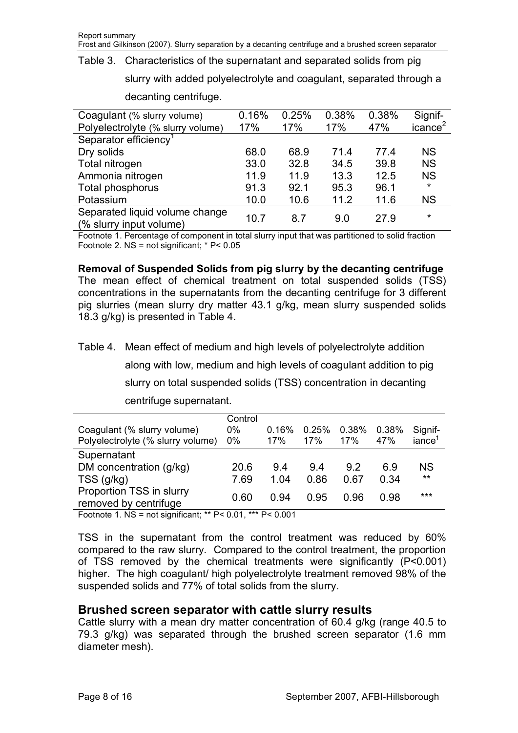Table 3. Characteristics of the supernatant and separated solids from pig slurry with added polyelectrolyte and coagulant, separated through a decanting centrifuge.

| Coagulant (% slurry volume)<br>Polyelectrolyte (% slurry volume) | 0.16%<br>17% | 0.25%<br>17% | 0.38%<br>17% | 0.38%<br>47% | Significance[2] |
|---|---|---|---|---|---|
| Separator efficiency[1] | | | | | |
| Dry solids | 68.0 | 68.9 | 71.4 | 77.4 | NS |
| Total nitrogen | 33.0 | 32.8 | 34.5 | 39.8 | NS |
| Ammonia nitrogen | 11.9 | 11.9 | 13.3 | 12.5 | NS |
| Total phosphorus | 91.3 | 92.1 | 95.3 | 96.1 | * |
| Potassium | 10.0 | 10.6 | 11.2 | 11.6 | NS |
| Separated liquid volume change (% slurry input volume) | 10.7 | 8.7 | 9.0 | 27.9 | * |

Footnote 1. Percentage of component in total slurry input that was partitioned to solid fraction
Footnote 2. NS = not significant; * P< 0.05

**Removal of Suspended Solids from pig slurry by the decanting centrifuge**
The mean effect of chemical treatment on total suspended solids (TSS) concentrations in the supernatants from the decanting centrifuge for 3 different pig slurries (mean slurry dry matter 43.1 g/kg, mean slurry suspended solids 18.3 g/kg) is presented in Table 4.

Table 4. Mean effect of medium and high levels of polyelectrolyte addition along with low, medium and high levels of coagulant addition to pig slurry on total suspended solids (TSS) concentration in decanting centrifuge supernatant.

| Coagulant (% slurry volume)<br>Polyelectrolyte (% slurry volume) | Control<br>0%<br>0% | 0.16%<br>17% | 0.25%<br>17% | 0.38%<br>17% | 0.38%<br>47% | Significance[1] |
|---|---|---|---|---|---|---|
| Supernatant | | | | | | |
| DM concentration (g/kg) | 20.6 | 9.4 | 9.4 | 9.2 | 6.9 | NS |
| TSS (g/kg) | 7.69 | 1.04 | 0.86 | 0.67 | 0.34 | ** |
| Proportion TSS in slurry removed by centrifuge | 0.60 | 0.94 | 0.95 | 0.96 | 0.98 | *** |

Footnote 1. NS = not significant; ** P< 0.01, *** P< 0.001

TSS in the supernatant from the control treatment was reduced by 60% compared to the raw slurry. Compared to the control treatment, the proportion of TSS removed by the chemical treatments were significantly (P<0.001) higher. The high coagulant/ high polyelectrolyte treatment removed 98% of the suspended solids and 77% of total solids from the slurry.

## Brushed screen separator with cattle slurry results

Cattle slurry with a mean dry matter concentration of 60.4 g/kg (range 40.5 to 79.3 g/kg) was separated through the brushed screen separator (1.6 mm diameter mesh).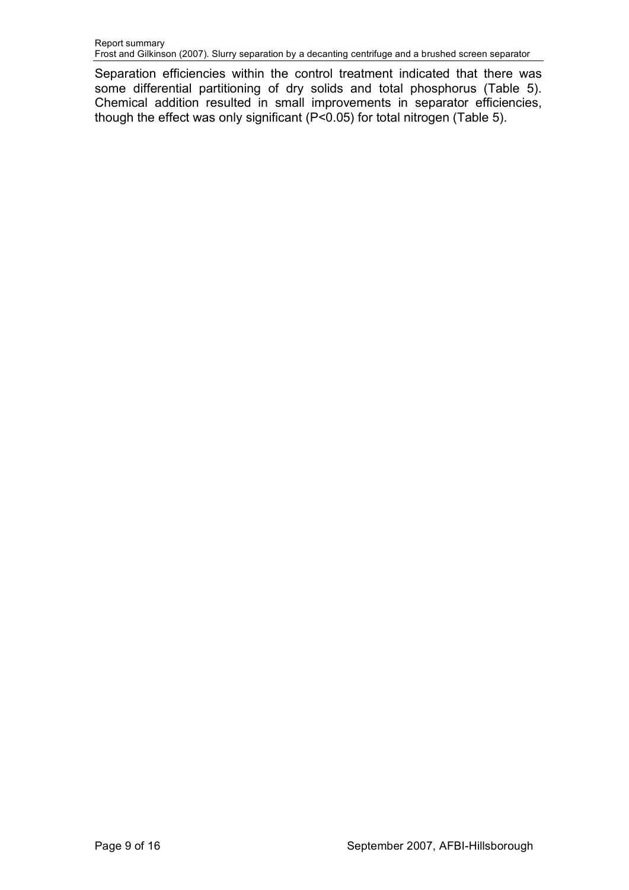Separation efficiencies within the control treatment indicated that there was some differential partitioning of dry solids and total phosphorus (Table 5). Chemical addition resulted in small improvements in separator efficiencies, though the effect was only significant ($P<0.05$) for total nitrogen (Table 5).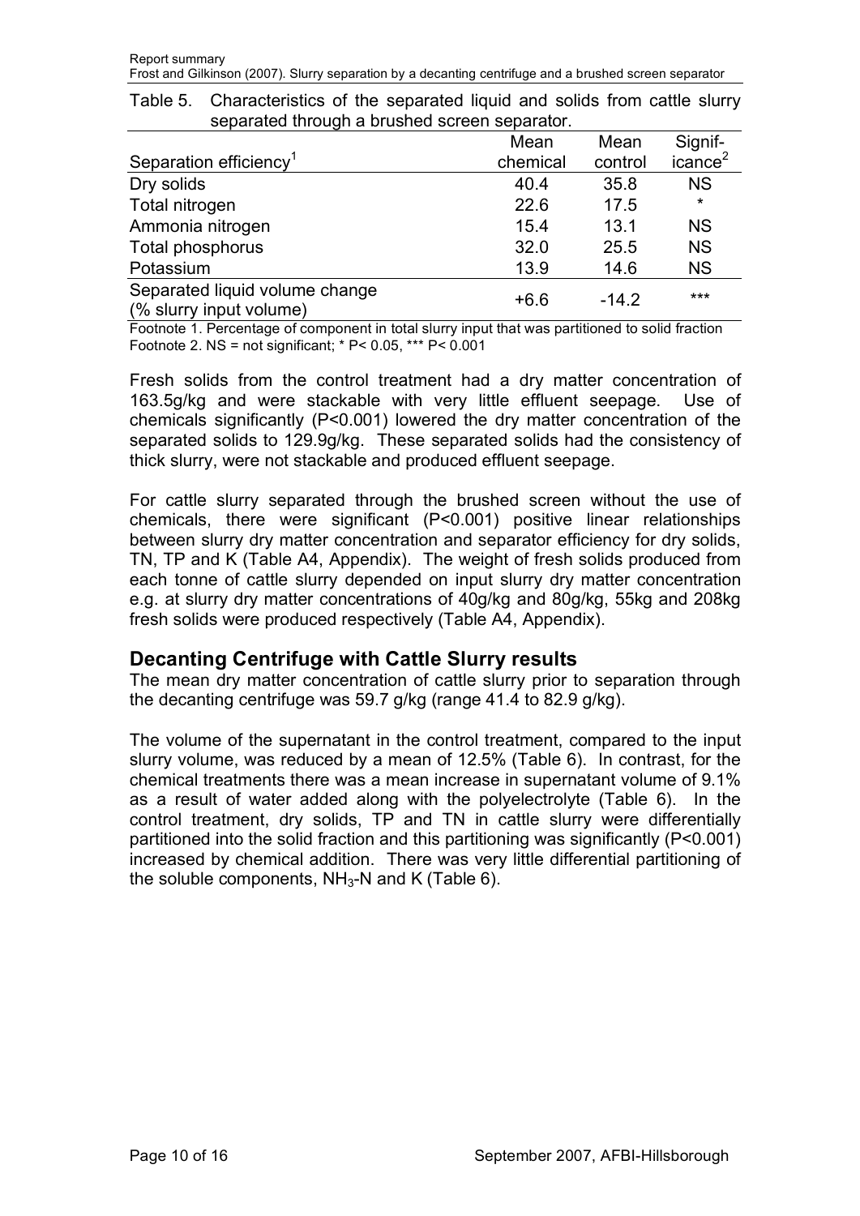Table 5. Characteristics of the separated liquid and solids from cattle slurry separated through a brushed screen separator.

| Separation efficiency[1] | Mean chemical | Mean control | Significance[2] |
|---|---|---|---|
| Dry solids | 40.4 | 35.8 | NS |
| Total nitrogen | 22.6 | 17.5 | * |
| Ammonia nitrogen | 15.4 | 13.1 | NS |
| Total phosphorus | 32.0 | 25.5 | NS |
| Potassium | 13.9 | 14.6 | NS |
| Separated liquid volume change (% slurry input volume) | +6.6 | -14.2 | *** |

Footnote 1. Percentage of component in total slurry input that was partitioned to solid fraction
Footnote 2. NS = not significant; * $P < 0.05$, *** $P < 0.001$

Fresh solids from the control treatment had a dry matter concentration of 163.5g/kg and were stackable with very little effluent seepage. Use of chemicals significantly ($P<0.001$) lowered the dry matter concentration of the separated solids to 129.9g/kg. These separated solids had the consistency of thick slurry, were not stackable and produced effluent seepage.

For cattle slurry separated through the brushed screen without the use of chemicals, there were significant ($P<0.001$) positive linear relationships between slurry dry matter concentration and separator efficiency for dry solids, TN, TP and K (Table A4, Appendix). The weight of fresh solids produced from each tonne of cattle slurry depended on input slurry dry matter concentration e.g. at slurry dry matter concentrations of 40g/kg and 80g/kg, 55kg and 208kg fresh solids were produced respectively (Table A4, Appendix).

## Decanting Centrifuge with Cattle Slurry results

The mean dry matter concentration of cattle slurry prior to separation through the decanting centrifuge was 59.7 g/kg (range 41.4 to 82.9 g/kg).

The volume of the supernatant in the control treatment, compared to the input slurry volume, was reduced by a mean of 12.5% (Table 6). In contrast, for the chemical treatments there was a mean increase in supernatant volume of 9.1% as a result of water added along with the polyelectrolyte (Table 6). In the control treatment, dry solids, TP and TN in cattle slurry were differentially partitioned into the solid fraction and this partitioning was significantly ($P<0.001$) increased by chemical addition. There was very little differential partitioning of the soluble components, $NH_3$-N and K (Table 6).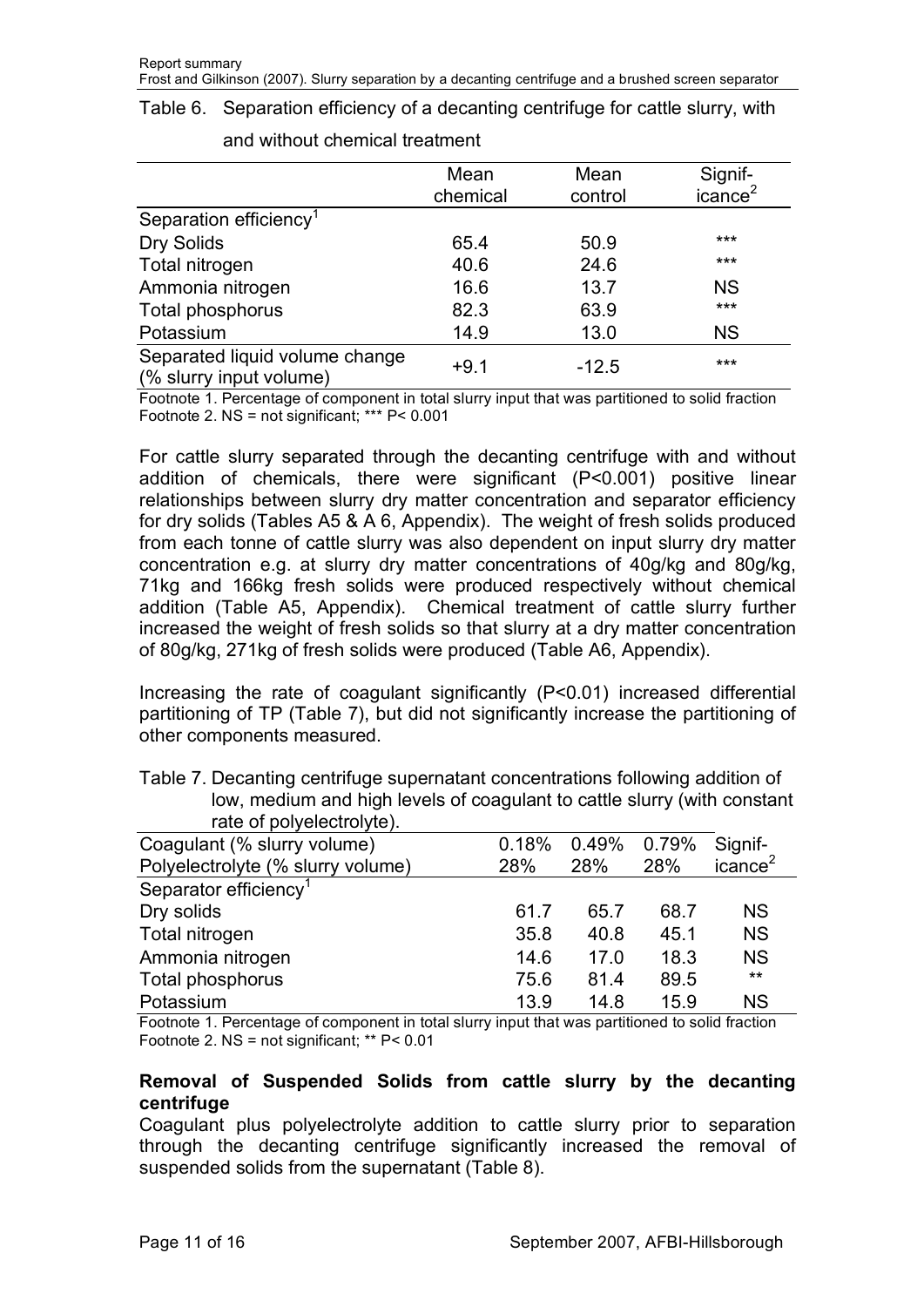Table 6. Separation efficiency of a decanting centrifuge for cattle slurry, with and without chemical treatment

| | Mean chemical | Mean control | Significance[2] |
|---|---|---|---|
| Separation efficiency[1] | | | |
| Dry Solids | 65.4 | 50.9 | *** |
| Total nitrogen | 40.6 | 24.6 | *** |
| Ammonia nitrogen | 16.6 | 13.7 | NS |
| Total phosphorus | 82.3 | 63.9 | *** |
| Potassium | 14.9 | 13.0 | NS |
| Separated liquid volume change (% slurry input volume) | +9.1 | -12.5 | *** |

Footnote 1. Percentage of component in total slurry input that was partitioned to solid fraction
Footnote 2. NS = not significant; *** $P < 0.001$

For cattle slurry separated through the decanting centrifuge with and without addition of chemicals, there were significant ($P<0.001$) positive linear relationships between slurry dry matter concentration and separator efficiency for dry solids (Tables A5 & A 6, Appendix). The weight of fresh solids produced from each tonne of cattle slurry was also dependent on input slurry dry matter concentration e.g. at slurry dry matter concentrations of 40g/kg and 80g/kg, 71kg and 166kg fresh solids were produced respectively without chemical addition (Table A5, Appendix). Chemical treatment of cattle slurry further increased the weight of fresh solids so that slurry at a dry matter concentration of 80g/kg, 271kg of fresh solids were produced (Table A6, Appendix).

Increasing the rate of coagulant significantly ($P<0.01$) increased differential partitioning of TP (Table 7), but did not significantly increase the partitioning of other components measured.

Table 7. Decanting centrifuge supernatant concentrations following addition of low, medium and high levels of coagulant to cattle slurry (with constant rate of polyelectrolyte).

| Coagulant (% slurry volume) | 0.18% | 0.49% | 0.79% | Significance[2] |
|---|---|---|---|---|
| Polyelectrolyte (% slurry volume) | 28% | 28% | 28% | |
| Separator efficiency[1] | | | | |
| Dry solids | 61.7 | 65.7 | 68.7 | NS |
| Total nitrogen | 35.8 | 40.8 | 45.1 | NS |
| Ammonia nitrogen | 14.6 | 17.0 | 18.3 | NS |
| Total phosphorus | 75.6 | 81.4 | 89.5 | ** |
| Potassium | 13.9 | 14.8 | 15.9 | NS |

Footnote 1. Percentage of component in total slurry input that was partitioned to solid fraction
Footnote 2. NS = not significant; ** $P < 0.01$

**Removal of Suspended Solids from cattle slurry by the decanting centrifuge**

Coagulant plus polyelectrolyte addition to cattle slurry prior to separation through the decanting centrifuge significantly increased the removal of suspended solids from the supernatant (Table 8).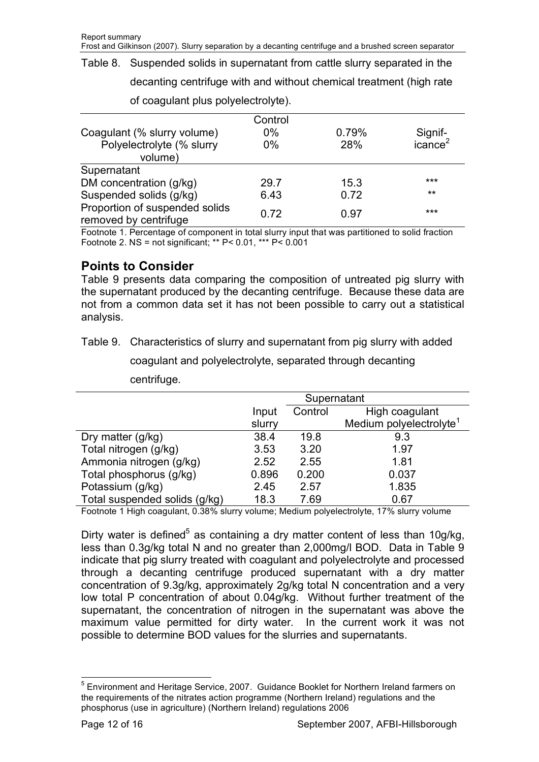Table 8. Suspended solids in supernatant from cattle slurry separated in the decanting centrifuge with and without chemical treatment (high rate of coagulant plus polyelectrolyte).

| | Control | | |
|---|---|---|---|
| Coagulant (% slurry volume) | 0% | 0.79% | Signif-icance[2] |
| Polyelectrolyte (% slurry volume) | 0% | 28% | |
| Supernatant | | | |
| DM concentration (g/kg) | 29.7 | 15.3 | *** |
| Suspended solids (g/kg) | 6.43 | 0.72 | ** |
| Proportion of suspended solids removed by centrifuge | 0.72 | 0.97 | *** |

Footnote 1. Percentage of component in total slurry input that was partitioned to solid fraction
Footnote 2. NS = not significant; ** P< 0.01, *** P< 0.001

## Points to Consider

Table 9 presents data comparing the composition of untreated pig slurry with the supernatant produced by the decanting centrifuge. Because these data are not from a common data set it has not been possible to carry out a statistical analysis.

Table 9. Characteristics of slurry and supernatant from pig slurry with added coagulant and polyelectrolyte, separated through decanting centrifuge.

| | | Supernatant | |
|---|---|---|---|
| | Input slurry | Control | High coagulant Medium polyelectrolyte[1] |
| Dry matter (g/kg) | 38.4 | 19.8 | 9.3 |
| Total nitrogen (g/kg) | 3.53 | 3.20 | 1.97 |
| Ammonia nitrogen (g/kg) | 2.52 | 2.55 | 1.81 |
| Total phosphorus (g/kg) | 0.896 | 0.200 | 0.037 |
| Potassium (g/kg) | 2.45 | 2.57 | 1.835 |
| Total suspended solids (g/kg) | 18.3 | 7.69 | 0.67 |

Footnote 1 High coagulant, 0.38% slurry volume; Medium polyelectrolyte, 17% slurry volume

Dirty water is defined[5] as containing a dry matter content of less than 10g/kg, less than 0.3g/kg total N and no greater than 2,000mg/l BOD. Data in Table 9 indicate that pig slurry treated with coagulant and polyelectrolyte and processed through a decanting centrifuge produced supernatant with a dry matter concentration of 9.3g/kg, approximately 2g/kg total N concentration and a very low total P concentration of about 0.04g/kg. Without further treatment of the supernatant, the concentration of nitrogen in the supernatant was above the maximum value permitted for dirty water. In the current work it was not possible to determine BOD values for the slurries and supernatants.

[5] Environment and Heritage Service, 2007. Guidance Booklet for Northern Ireland farmers on the requirements of the nitrates action programme (Northern Ireland) regulations and the phosphorus (use in agriculture) (Northern Ireland) regulations 2006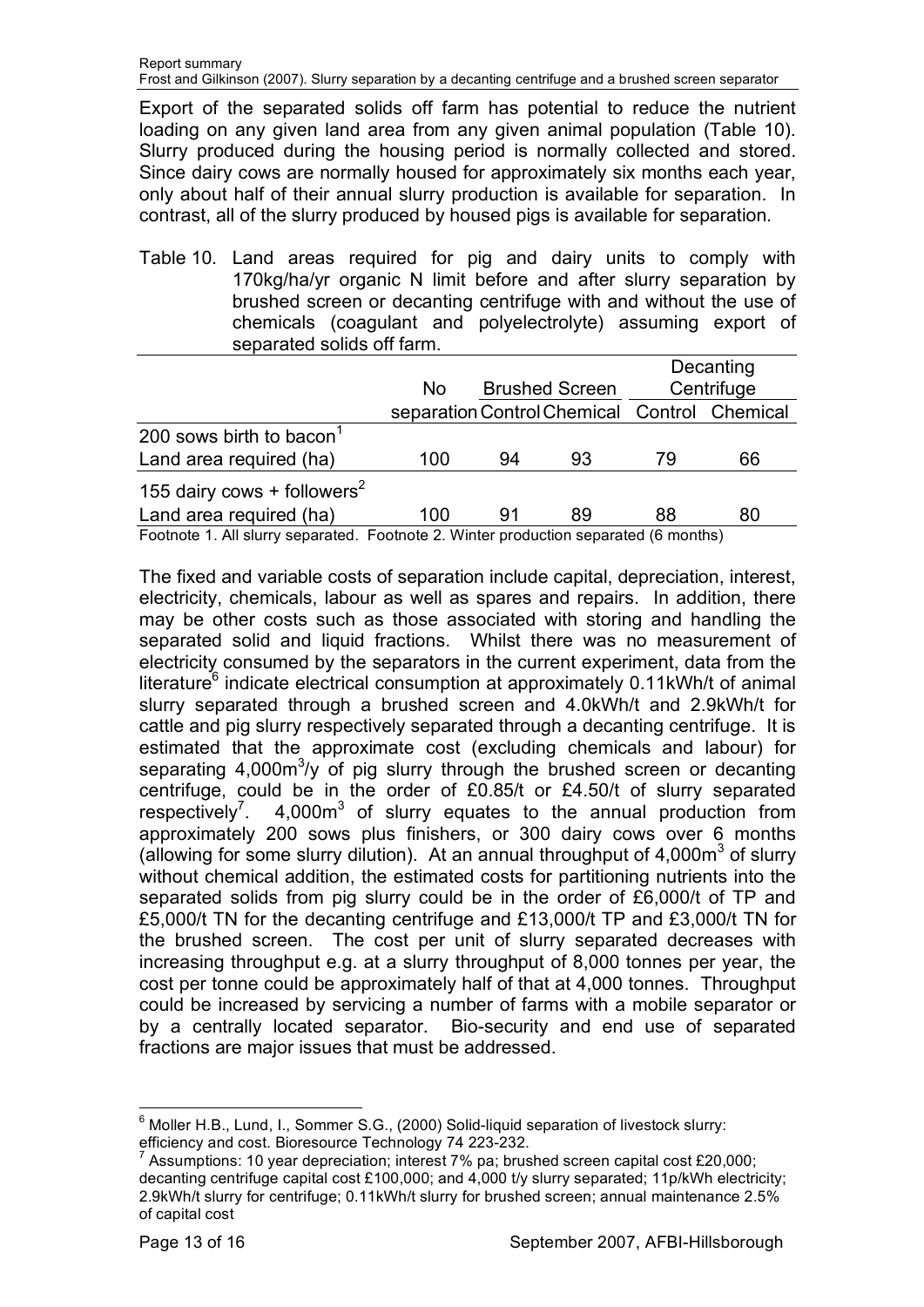Export of the separated solids off farm has potential to reduce the nutrient loading on any given land area from any given animal population (Table 10). Slurry produced during the housing period is normally collected and stored. Since dairy cows are normally housed for approximately six months each year, only about half of their annual slurry production is available for separation. In contrast, all of the slurry produced by housed pigs is available for separation.

Table 10. Land areas required for pig and dairy units to comply with 170kg/ha/yr organic N limit before and after slurry separation by brushed screen or decanting centrifuge with and without the use of chemicals (coagulant and polyelectrolyte) assuming export of separated solids off farm.

| | No | Brushed Screen | | Decanting Centrifuge | |
|---|---|---|---|---|---|
| | separation | Control | Chemical | Control | Chemical |
| 200 sows birth to bacon[1] | | | | | |
| Land area required (ha) | 100 | 94 | 93 | 79 | 66 |
| 155 dairy cows + followers[2] | | | | | |
| Land area required (ha) | 100 | 91 | 89 | 88 | 80 |

Footnote 1. All slurry separated. Footnote 2. Winter production separated (6 months)

The fixed and variable costs of separation include capital, depreciation, interest, electricity, chemicals, labour as well as spares and repairs. In addition, there may be other costs such as those associated with storing and handling the separated solid and liquid fractions. Whilst there was no measurement of electricity consumed by the separators in the current experiment, data from the literature[6] indicate electrical consumption at approximately 0.11kWh/t of animal slurry separated through a brushed screen and 4.0kWh/t and 2.9kWh/t for cattle and pig slurry respectively separated through a decanting centrifuge. It is estimated that the approximate cost (excluding chemicals and labour) for separating 4,000m$^3$/y of pig slurry through the brushed screen or decanting centrifuge, could be in the order of £0.85/t or £4.50/t of slurry separated respectively[7]. 4,000m$^3$ of slurry equates to the annual production from approximately 200 sows plus finishers, or 300 dairy cows over 6 months (allowing for some slurry dilution). At an annual throughput of 4,000m$^3$ of slurry without chemical addition, the estimated costs for partitioning nutrients into the separated solids from pig slurry could be in the order of £6,000/t of TP and £5,000/t TN for the decanting centrifuge and £13,000/t TP and £3,000/t TN for the brushed screen. The cost per unit of slurry separated decreases with increasing throughput e.g. at a slurry throughput of 8,000 tonnes per year, the cost per tonne could be approximately half of that at 4,000 tonnes. Throughput could be increased by servicing a number of farms with a mobile separator or by a centrally located separator. Bio-security and end use of separated fractions are major issues that must be addressed.

---

[6] Moller H.B., Lund, I., Sommer S.G., (2000) Solid-liquid separation of livestock slurry: efficiency and cost. Bioresource Technology 74 223-232.

[7] Assumptions: 10 year depreciation; interest 7% pa; brushed screen capital cost £20,000; decanting centrifuge capital cost £100,000; and 4,000 t/y slurry separated; 11p/kWh electricity; 2.9kWh/t slurry for centrifuge; 0.11kWh/t slurry for brushed screen; annual maintenance 2.5% of capital cost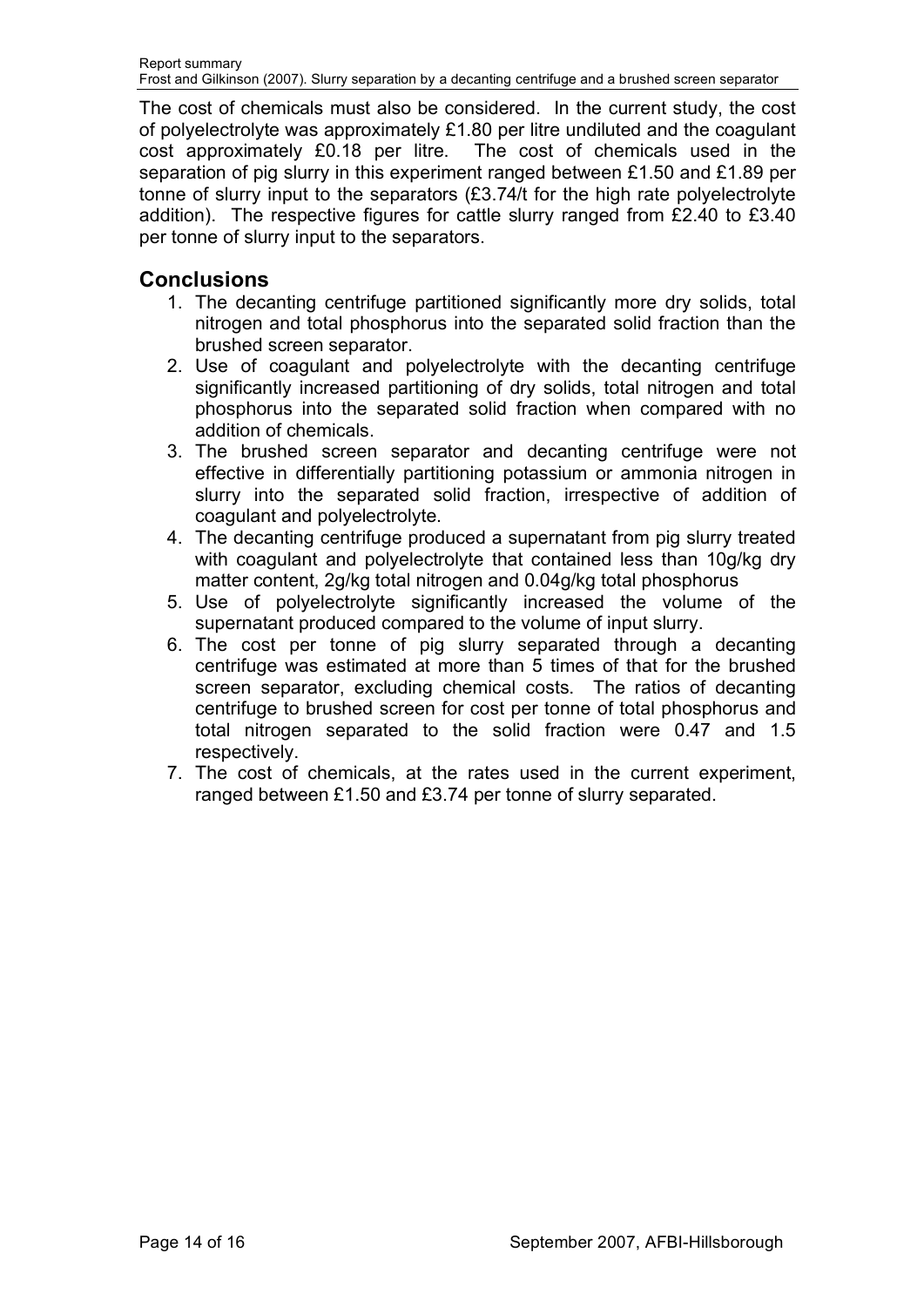The cost of chemicals must also be considered. In the current study, the cost of polyelectrolyte was approximately £1.80 per litre undiluted and the coagulant cost approximately £0.18 per litre. The cost of chemicals used in the separation of pig slurry in this experiment ranged between £1.50 and £1.89 per tonne of slurry input to the separators (£3.74/t for the high rate polyelectrolyte addition). The respective figures for cattle slurry ranged from £2.40 to £3.40 per tonne of slurry input to the separators.

## Conclusions

1. The decanting centrifuge partitioned significantly more dry solids, total nitrogen and total phosphorus into the separated solid fraction than the brushed screen separator.
2. Use of coagulant and polyelectrolyte with the decanting centrifuge significantly increased partitioning of dry solids, total nitrogen and total phosphorus into the separated solid fraction when compared with no addition of chemicals.
3. The brushed screen separator and decanting centrifuge were not effective in differentially partitioning potassium or ammonia nitrogen in slurry into the separated solid fraction, irrespective of addition of coagulant and polyelectrolyte.
4. The decanting centrifuge produced a supernatant from pig slurry treated with coagulant and polyelectrolyte that contained less than 10g/kg dry matter content, 2g/kg total nitrogen and 0.04g/kg total phosphorus
5. Use of polyelectrolyte significantly increased the volume of the supernatant produced compared to the volume of input slurry.
6. The cost per tonne of pig slurry separated through a decanting centrifuge was estimated at more than 5 times of that for the brushed screen separator, excluding chemical costs. The ratios of decanting centrifuge to brushed screen for cost per tonne of total phosphorus and total nitrogen separated to the solid fraction were 0.47 and 1.5 respectively.
7. The cost of chemicals, at the rates used in the current experiment, ranged between £1.50 and £3.74 per tonne of slurry separated.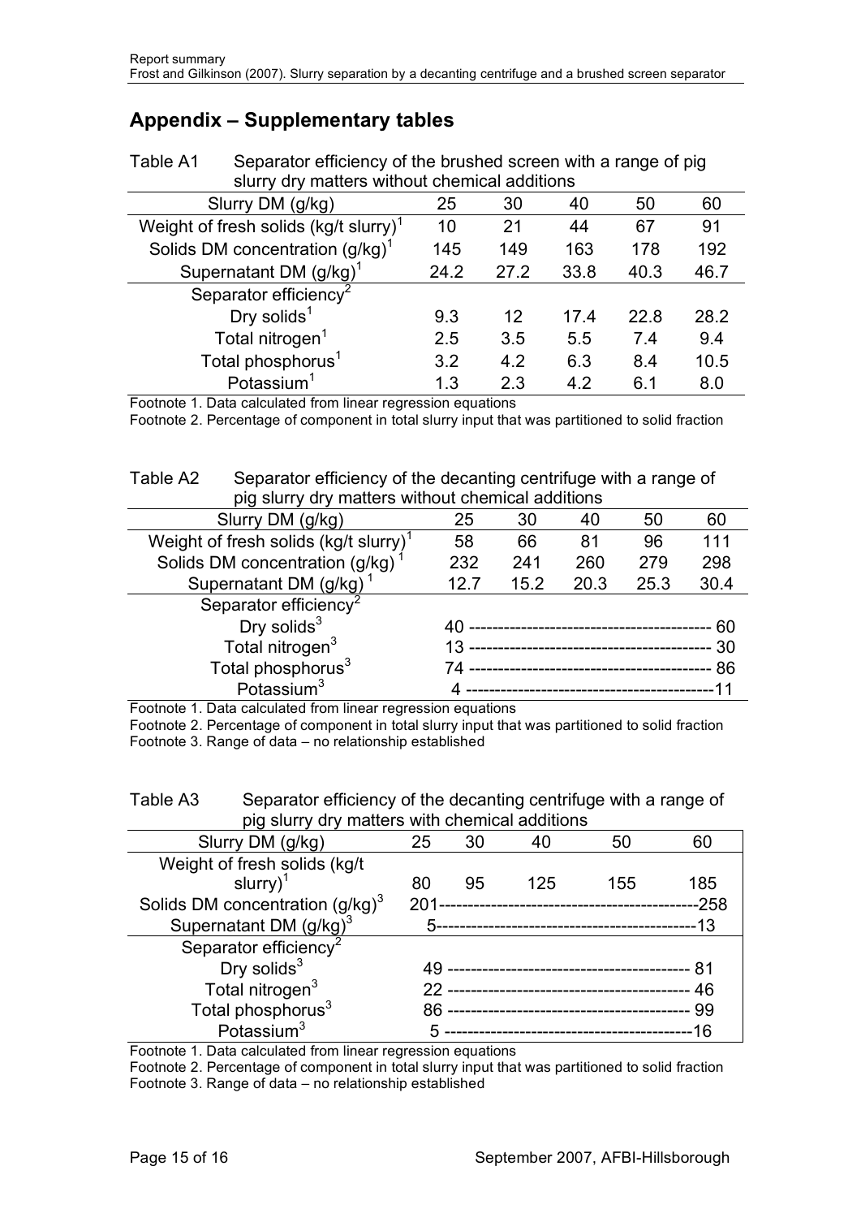## Appendix – Supplementary tables

Table A1 Separator efficiency of the brushed screen with a range of pig slurry dry matters without chemical additions

| Slurry DM (g/kg) | 25 | 30 | 40 | 50 | 60 |
|---|---|---|---|---|---|
| Weight of fresh solids (kg/t slurry)[1] | 10 | 21 | 44 | 67 | 91 |
| Solids DM concentration (g/kg)[1] | 145 | 149 | 163 | 178 | 192 |
| Supernatant DM (g/kg)[1] | 24.2 | 27.2 | 33.8 | 40.3 | 46.7 |
| Separator efficiency[2] | | | | | |
| Dry solids[1] | 9.3 | 12 | 17.4 | 22.8 | 28.2 |
| Total nitrogen[1] | 2.5 | 3.5 | 5.5 | 7.4 | 9.4 |
| Total phosphorus[1] | 3.2 | 4.2 | 6.3 | 8.4 | 10.5 |
| Potassium[1] | 1.3 | 2.3 | 4.2 | 6.1 | 8.0 |

Footnote 1. Data calculated from linear regression equations
Footnote 2. Percentage of component in total slurry input that was partitioned to solid fraction

Table A2 Separator efficiency of the decanting centrifuge with a range of pig slurry dry matters without chemical additions

| Slurry DM (g/kg) | 25 | 30 | 40 | 50 | 60 |
|---|---|---|---|---|---|
| Weight of fresh solids (kg/t slurry)[1] | 58 | 66 | 81 | 96 | 111 |
| Solids DM concentration (g/kg)[1] | 232 | 241 | 260 | 279 | 298 |
| Supernatant DM (g/kg)[1] | 12.7 | 15.2 | 20.3 | 25.3 | 30.4 |
| Separator efficiency[2] | | | | | |
| Dry solids[3] | 40 ----------------------------------------- 60 | | | | |
| Total nitrogen[3] | 13 ----------------------------------------- 30 | | | | |
| Total phosphorus[3] | 74 ----------------------------------------- 86 | | | | |
| Potassium[3] | 4 ------------------------------------------- 11 | | | | |

Footnote 1. Data calculated from linear regression equations
Footnote 2. Percentage of component in total slurry input that was partitioned to solid fraction
Footnote 3. Range of data – no relationship established

Table A3 Separator efficiency of the decanting centrifuge with a range of pig slurry dry matters with chemical additions

| Slurry DM (g/kg) | 25 | 30 | 40 | 50 | 60 |
|---|---|---|---|---|---|
| Weight of fresh solids (kg/t slurry)[1] | 80 | 95 | 125 | 155 | 185 |
| Solids DM concentration (g/kg)[3] | 201 ------------------------------------------- 258 | | | | |
| Supernatant DM (g/kg)[3] | 5 ------------------------------------------- 13 | | | | |
| Separator efficiency[2] | | | | | |
| Dry solids[3] | 49 ----------------------------------------- 81 | | | | |
| Total nitrogen[3] | 22 ----------------------------------------- 46 | | | | |
| Total phosphorus[3] | 86 ----------------------------------------- 99 | | | | |
| Potassium[3] | 5 ------------------------------------------- 16 | | | | |

Footnote 1. Data calculated from linear regression equations
Footnote 2. Percentage of component in total slurry input that was partitioned to solid fraction
Footnote 3. Range of data – no relationship established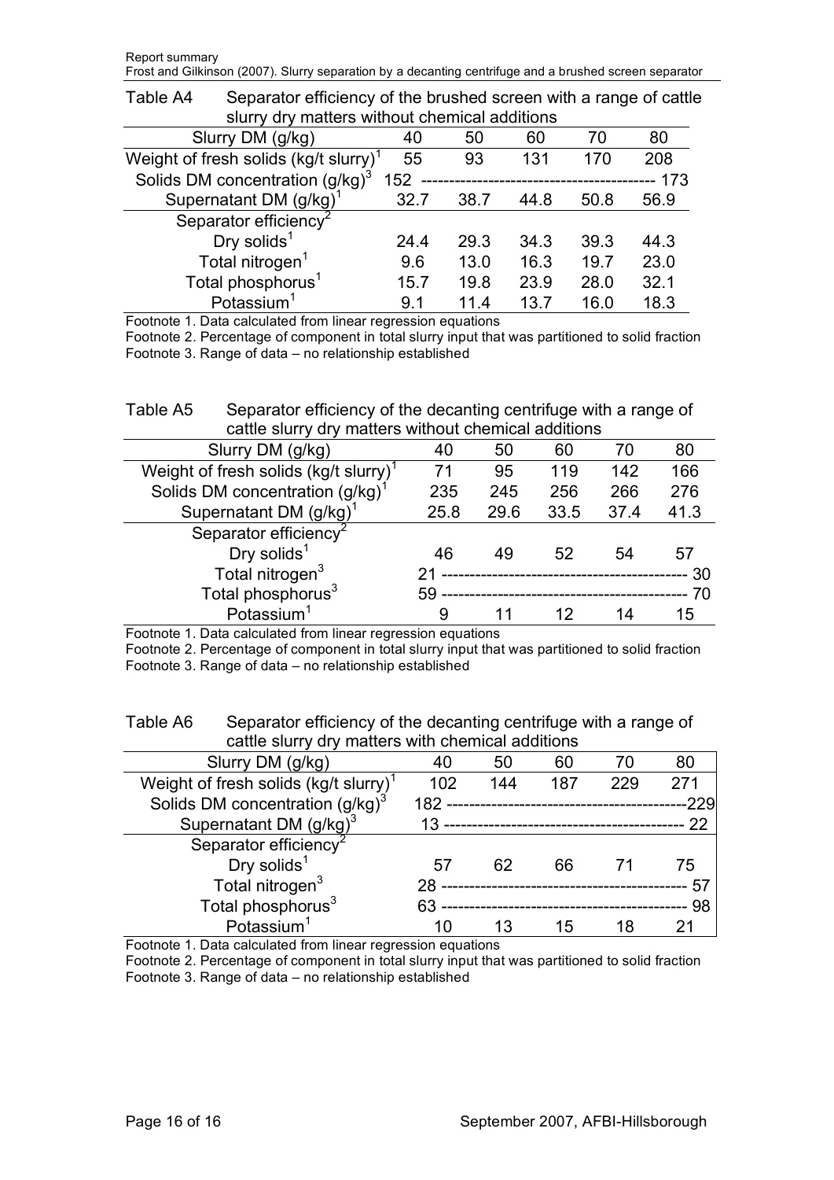Table A4 Separator efficiency of the brushed screen with a range of cattle slurry dry matters without chemical additions

| Slurry DM (g/kg) | 40 | 50 | 60 | 70 | 80 |
|---|---|---|---|---|---|
| Weight of fresh solids (kg/t slurry)[1] | 55 | 93 | 131 | 170 | 208 |
| Solids DM concentration (g/kg)[3] | 152 ------------------------------------------- 173 | | | | |
| Supernatant DM (g/kg)[1] | 32.7 | 38.7 | 44.8 | 50.8 | 56.9 |
| Separator efficiency[2] | | | | | |
| Dry solids[1] | 24.4 | 29.3 | 34.3 | 39.3 | 44.3 |
| Total nitrogen[1] | 9.6 | 13.0 | 16.3 | 19.7 | 23.0 |
| Total phosphorus[1] | 15.7 | 19.8 | 23.9 | 28.0 | 32.1 |
| Potassium[1] | 9.1 | 11.4 | 13.7 | 16.0 | 18.3 |

Footnote 1. Data calculated from linear regression equations
Footnote 2. Percentage of component in total slurry input that was partitioned to solid fraction
Footnote 3. Range of data – no relationship established

Table A5 Separator efficiency of the decanting centrifuge with a range of cattle slurry dry matters without chemical additions

| Slurry DM (g/kg) | 40 | 50 | 60 | 70 | 80 |
|---|---|---|---|---|---|
| Weight of fresh solids (kg/t slurry)[1] | 71 | 95 | 119 | 142 | 166 |
| Solids DM concentration (g/kg)[1] | 235 | 245 | 256 | 266 | 276 |
| Supernatant DM (g/kg)[1] | 25.8 | 29.6 | 33.5 | 37.4 | 41.3 |
| Separator efficiency[2] | | | | | |
| Dry solids[1] | 46 | 49 | 52 | 54 | 57 |
| Total nitrogen[3] | 21 ------------------------------------------- 30 | | | | |
| Total phosphorus[3] | 59 ------------------------------------------- 70 | | | | |
| Potassium[1] | 9 | 11 | 12 | 14 | 15 |

Footnote 1. Data calculated from linear regression equations
Footnote 2. Percentage of component in total slurry input that was partitioned to solid fraction
Footnote 3. Range of data – no relationship established

Table A6 Separator efficiency of the decanting centrifuge with a range of cattle slurry dry matters with chemical additions

| Slurry DM (g/kg) | 40 | 50 | 60 | 70 | 80 |
|---|---|---|---|---|---|
| Weight of fresh solids (kg/t slurry)[1] | 102 | 144 | 187 | 229 | 271 |
| Solids DM concentration (g/kg)[3] | 182 -------------------------------------------229 | | | | |
| Supernatant DM (g/kg)[3] | 13 ------------------------------------------- 22 | | | | |
| Separator efficiency[2] | | | | | |
| Dry solids[1] | 57 | 62 | 66 | 71 | 75 |
| Total nitrogen[3] | 28 ------------------------------------------- 57 | | | | |
| Total phosphorus[3] | 63 ------------------------------------------- 98 | | | | |
| Potassium[1] | 10 | 13 | 15 | 18 | 21 |

Footnote 1. Data calculated from linear regression equations
Footnote 2. Percentage of component in total slurry input that was partitioned to solid fraction
Footnote 3. Range of data – no relationship established